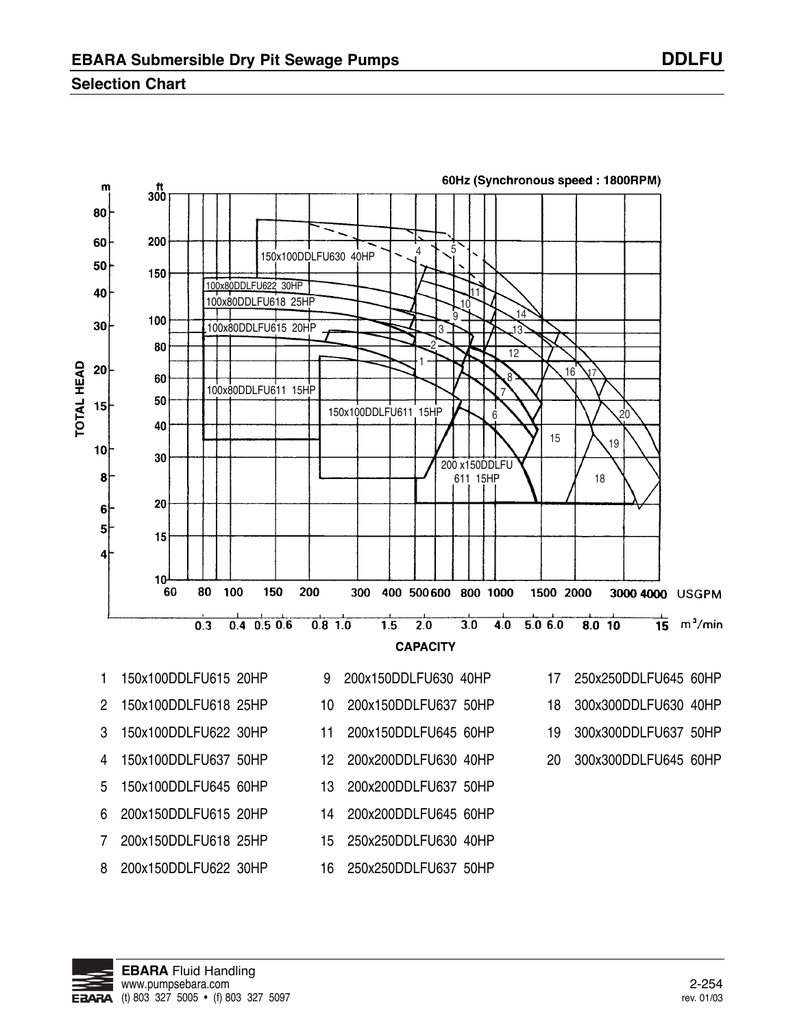# EBARA Submersible Dry Pit Sewage Pumps

## DDLFU

### Selection Chart

60Hz (Synchronous speed : 1800RPM)

TOTAL HEAD (m / ft)

CAPACITY (USGPM / m³/min)

150x100DDLFU630 40HP

100x80DDLFU622 30HP

100x80DDLFU618 25HP

100x80DDLFU615 20HP

100x80DDLFU611 15HP

150x100DDLFU611 15HP

200 x150DDLFU 611 15HP

| No. | Model | No. | Model | No. | Model |
|---|---|---|---|---|---|
| 1 | 150x100DDLFU615 20HP | 9 | 200x150DDLFU630 40HP | 17 | 250x250DDLFU645 60HP |
| 2 | 150x100DDLFU618 25HP | 10 | 200x150DDLFU637 50HP | 18 | 300x300DDLFU630 40HP |
| 3 | 150x100DDLFU622 30HP | 11 | 200x150DDLFU645 60HP | 19 | 300x300DDLFU637 50HP |
| 4 | 150x100DDLFU637 50HP | 12 | 200x200DDLFU630 40HP | 20 | 300x300DDLFU645 60HP |
| 5 | 150x100DDLFU645 60HP | 13 | 200x200DDLFU637 50HP | | |
| 6 | 200x150DDLFU615 20HP | 14 | 200x200DDLFU645 60HP | | |
| 7 | 200x150DDLFU618 25HP | 15 | 250x250DDLFU630 40HP | | |
| 8 | 200x150DDLFU622 30HP | 16 | 250x250DDLFU637 50HP | | |

**EBARA** Fluid Handling
www.pumpsebara.com
(t) 803 327 5005 • (f) 803 327 5097

rev. 01/03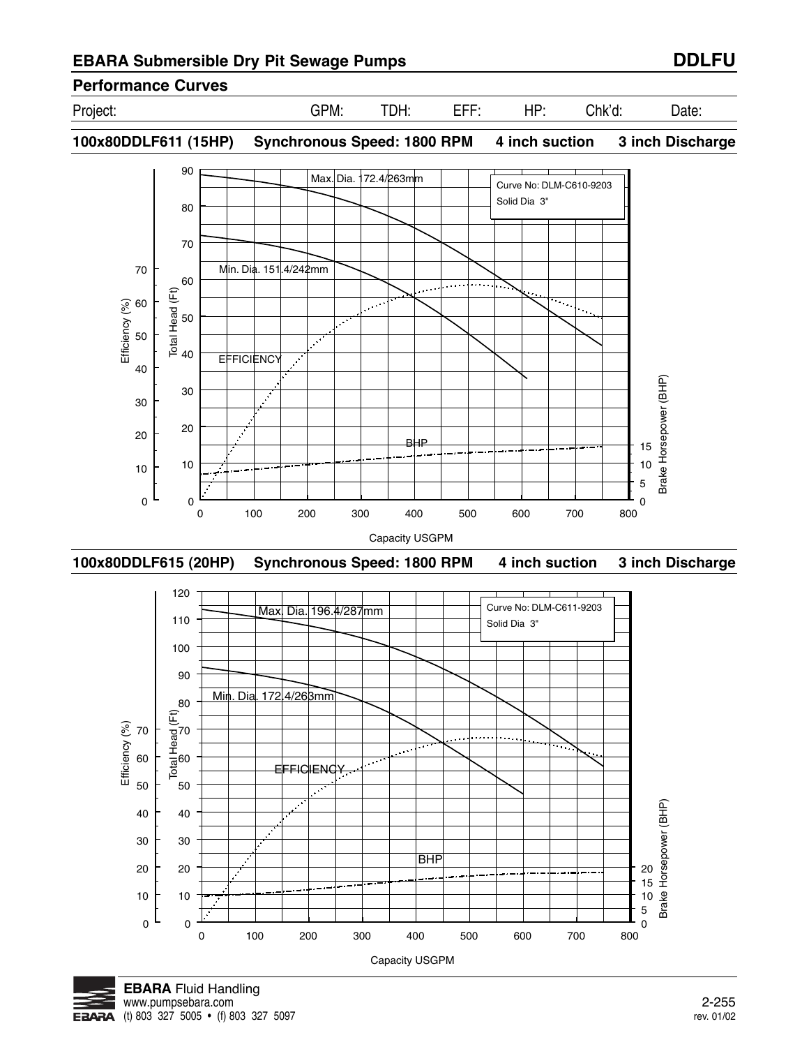## EBARA Submersible Dry Pit Sewage Pumps

**DDLFU**

### Performance Curves

Project: GPM: TDH: EFF: HP: Chk'd: Date:

**100x80DDLF611 (15HP) Synchronous Speed: 1800 RPM 4 inch suction 3 inch Discharge**

Curve No: DLM-C610-9203
Solid Dia 3"

Max. Dia. 172.4/263mm

Min. Dia. 151.4/242mm

EFFICIENCY

BHP

Efficiency (%)

Total Head (Ft)

Brake Horsepower (BHP)

Capacity USGPM

**100x80DDLF615 (20HP) Synchronous Speed: 1800 RPM 4 inch suction 3 inch Discharge**

Curve No: DLM-C611-9203
Solid Dia 3"

Max. Dia. 196.4/287mm

Min. Dia. 172.4/263mm

EFFICIENCY

BHP

Efficiency (%)

Total Head (Ft)

Brake Horsepower (BHP)

Capacity USGPM

**EBARA** Fluid Handling
www.pumpsebara.com
(t) 803 327 5005 • (f) 803 327 5097

rev. 01/02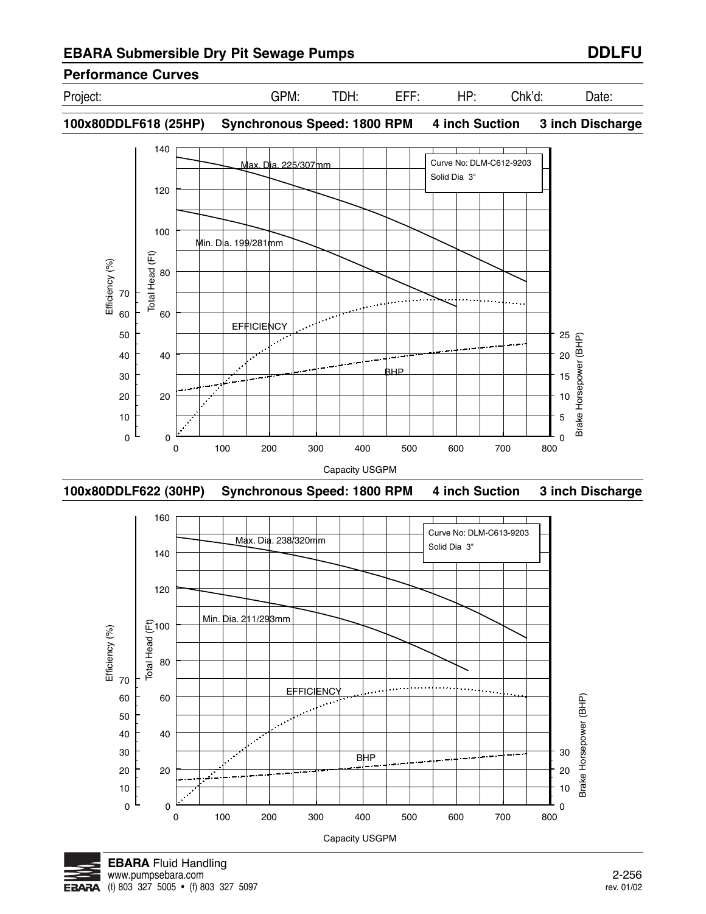## EBARA Submersible Dry Pit Sewage Pumps — DDLFU

### Performance Curves

| Project: | GPM: | TDH: | EFF: | HP: | Chk'd: | Date: |
|---|---|---|---|---|---|---|
| | | | | | | |

### 100x80DDLF618 (25HP) Synchronous Speed: 1800 RPM 4 inch Suction 3 inch Discharge

Curve No: DLM-C612-9203
Solid Dia 3"

Max. Dia. 225/307mm

Min. Dia. 199/281mm

EFFICIENCY

BHP

Efficiency (%) — Total Head (Ft) — Brake Horsepower (BHP)

Capacity USGPM

### 100x80DDLF622 (30HP) Synchronous Speed: 1800 RPM 4 inch Suction 3 inch Discharge

Curve No: DLM-C613-9203
Solid Dia 3"

Max. Dia. 238/320mm

Min. Dia. 211/293mm

EFFICIENCY

BHP

Efficiency (%) — Total Head (Ft) — Brake Horsepower (BHP)

Capacity USGPM

**EBARA** Fluid Handling
www.pumpsebara.com
(t) 803 327 5005 • (f) 803 327 5097

rev. 01/02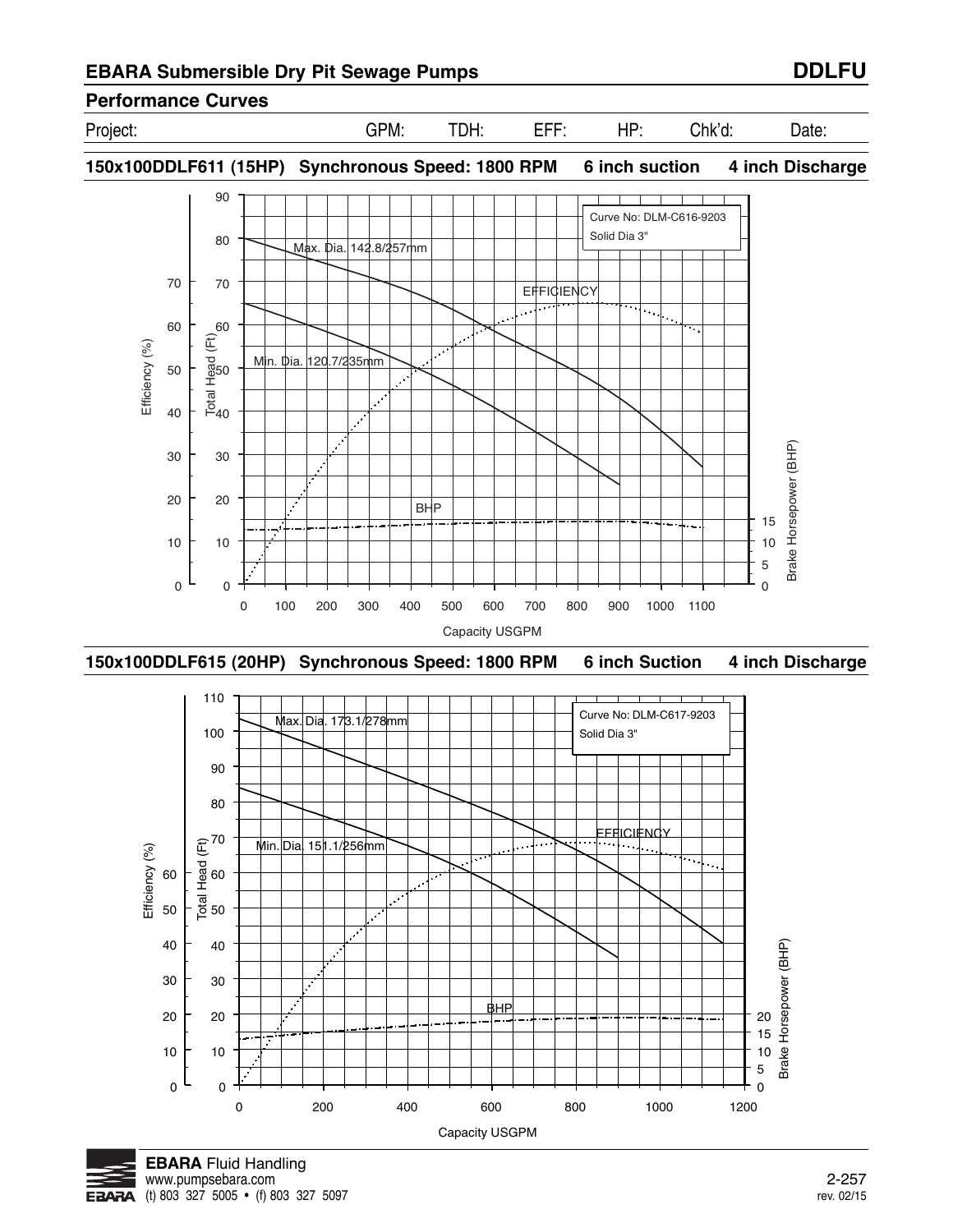## EBARA Submersible Dry Pit Sewage Pumps — DDLFU

### Performance Curves

| Project: | GPM: | TDH: | EFF: | HP: | Chk'd: | Date: |
|---|---|---|---|---|---|---|

### 150x100DDLF611 (15HP) Synchronous Speed: 1800 RPM 6 inch suction 4 inch Discharge

Curve No: DLM-C616-9203
Solid Dia 3"

Max. Dia. 142.8/257mm

Min. Dia. 120.7/235mm

EFFICIENCY

BHP

Efficiency (%) — Total Head (Ft) — Brake Horsepower (BHP)

Capacity USGPM

### 150x100DDLF615 (20HP) Synchronous Speed: 1800 RPM 6 inch Suction 4 inch Discharge

Curve No: DLM-C617-9203
Solid Dia 3"

Max. Dia. 173.1/278mm

Min. Dia. 151.1/256mm

EFFICIENCY

BHP

Efficiency (%) — Total Head (Ft) — Brake Horsepower (BHP)

Capacity USGPM

**EBARA** Fluid Handling
www.pumpsebara.com
(t) 803 327 5005 • (f) 803 327 5097

rev. 02/15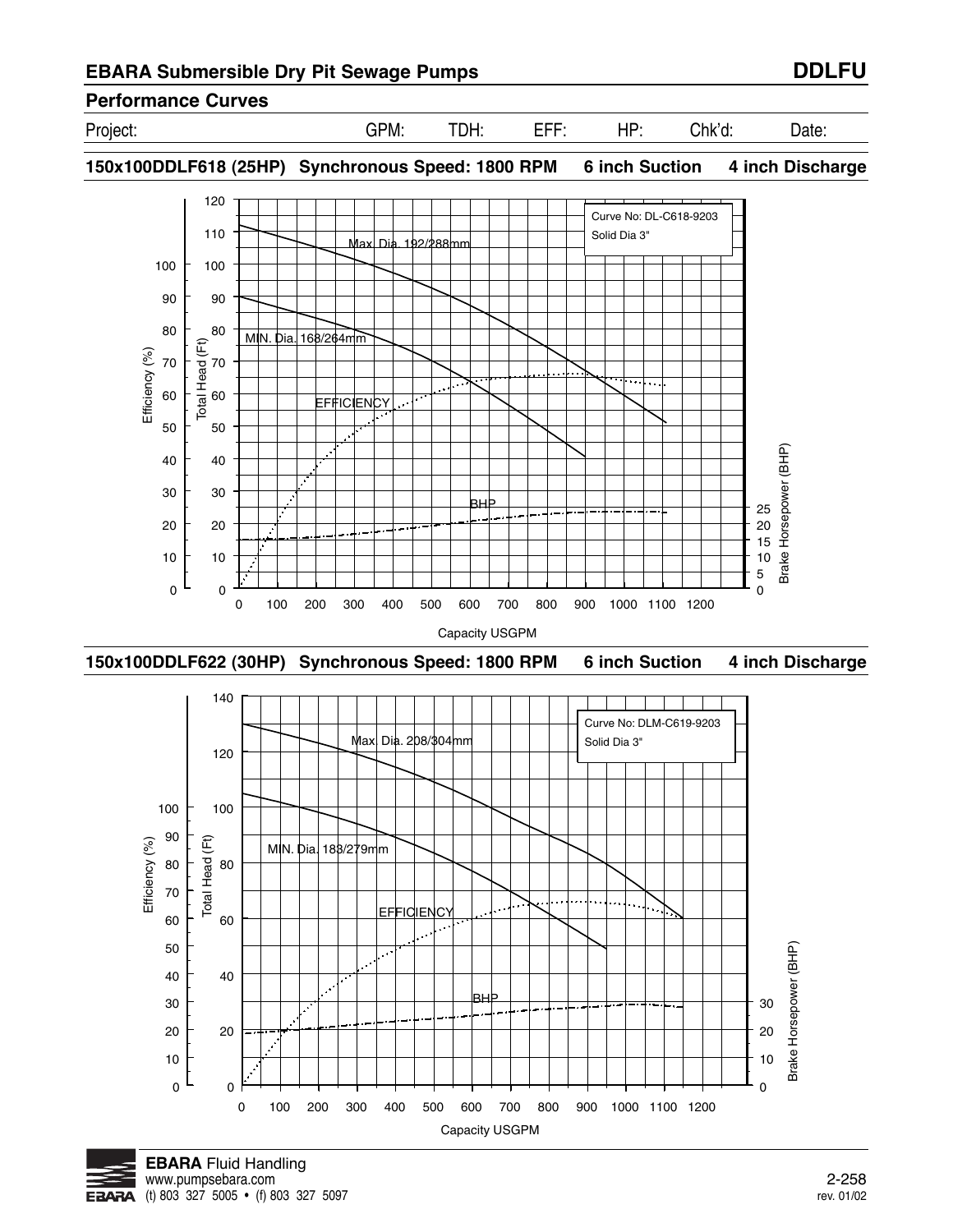## EBARA Submersible Dry Pit Sewage Pumps **DDLFU**

### Performance Curves

Project: GPM: TDH: EFF: HP: Chk'd: Date:

### 150x100DDLF618 (25HP) Synchronous Speed: 1800 RPM 6 inch Suction 4 inch Discharge

Curve No: DL-C618-9203
Solid Dia 3"

Max. Dia. 192/288mm

MIN. Dia. 168/264mm

EFFICIENCY

BHP

Efficiency (%)

Total Head (Ft)

Brake Horsepower (BHP)

Capacity USGPM

### 150x100DDLF622 (30HP) Synchronous Speed: 1800 RPM 6 inch Suction 4 inch Discharge

Curve No: DLM-C619-9203
Solid Dia 3"

Max. Dia. 208/304mm

MIN. Dia. 183/279mm

EFFICIENCY

BHP

Efficiency (%)

Total Head (Ft)

Brake Horsepower (BHP)

Capacity USGPM

**EBARA** Fluid Handling
www.pumpsebara.com
(t) 803 327 5005 • (f) 803 327 5097

rev. 01/02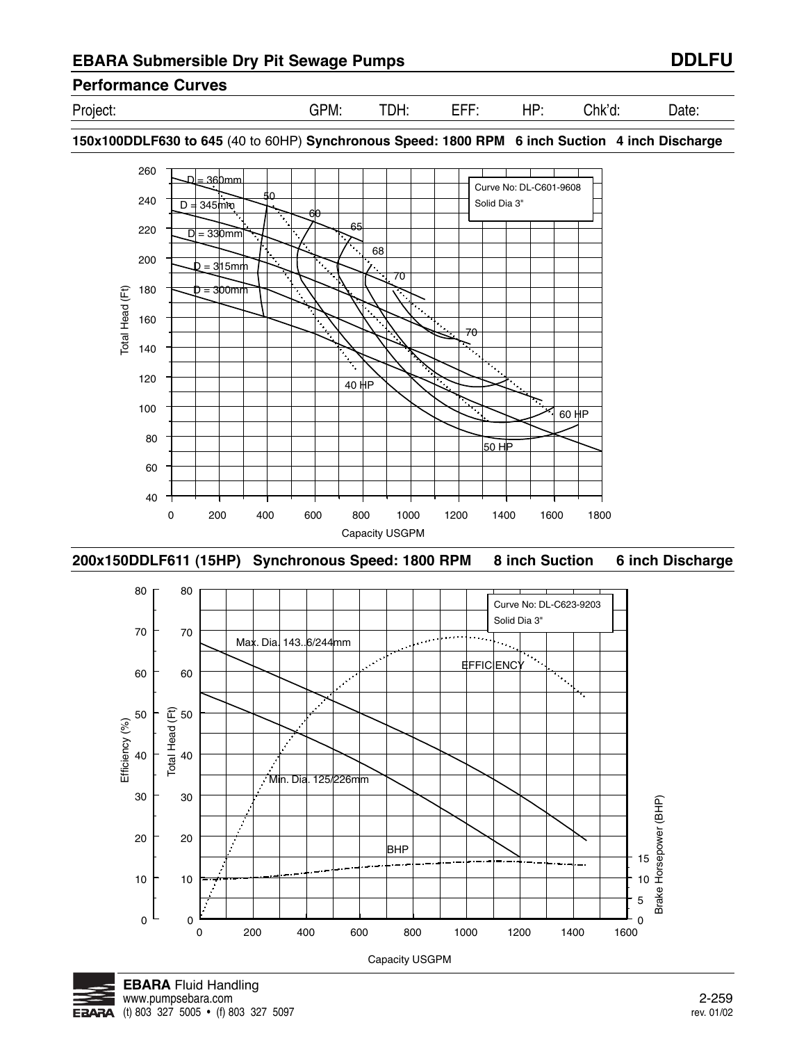## EBARA Submersible Dry Pit Sewage Pumps — DDLFU

### Performance Curves

Project: GPM: TDH: EFF: HP: Chk'd: Date:

**150x100DDLF630 to 645** (40 to 60HP) **Synchronous Speed: 1800 RPM 6 inch Suction 4 inch Discharge**

Curve No: DL-C601-9608
Solid Dia 3"

D = 360mm
D = 345mm
D = 330mm
D = 315mm
D = 300mm

50
60
65
68
70
70

40 HP
50 HP
60 HP

Total Head (Ft)

Capacity USGPM

**200x150DDLF611 (15HP) Synchronous Speed: 1800 RPM 8 inch Suction 6 inch Discharge**

Curve No: DL-C623-9203
Solid Dia 3"

Max. Dia. 143..6/244mm
Min. Dia. 125/226mm
EFFICIENCY
BHP

Efficiency (%)
Total Head (Ft)
Brake Horsepower (BHP)

Capacity USGPM

**EBARA** Fluid Handling
www.pumpsebara.com
(t) 803 327 5005 • (f) 803 327 5097

2-259
rev. 01/02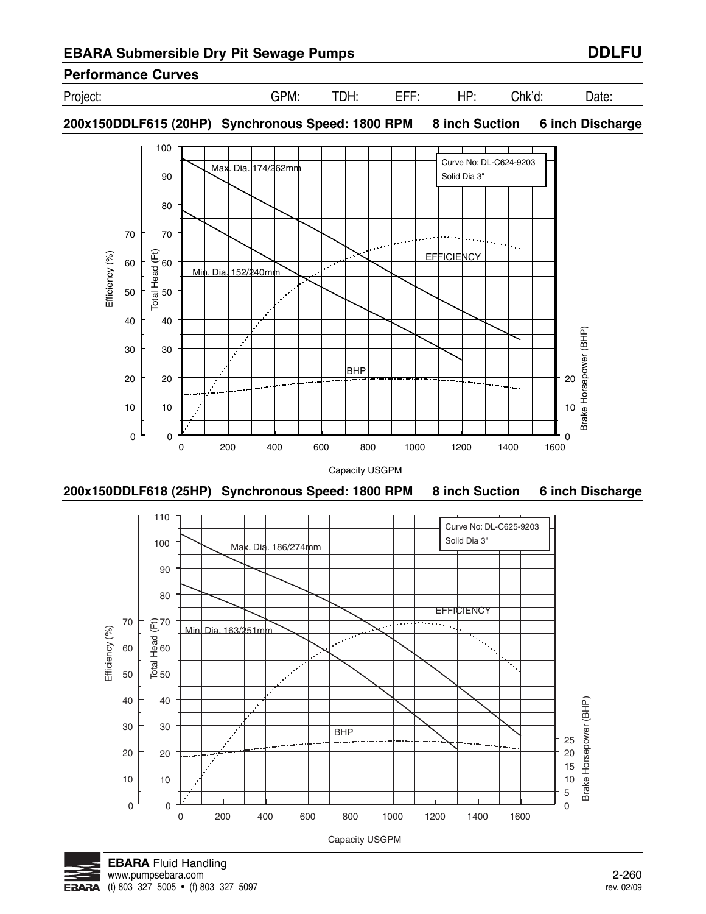## EBARA Submersible Dry Pit Sewage Pumps — DDLFU

### Performance Curves

| Project: | GPM: | TDH: | EFF: | HP: | Chk'd: | Date: |
|---|---|---|---|---|---|---|

### 200x150DDLF615 (20HP) Synchronous Speed: 1800 RPM 8 inch Suction 6 inch Discharge

Curve No: DL-C624-9203
Solid Dia 3"

Max. Dia. 174/262mm

Min. Dia. 152/240mm

EFFICIENCY

BHP

Efficiency (%) — Total Head (Ft) — Brake Horsepower (BHP)

Capacity USGPM

### 200x150DDLF618 (25HP) Synchronous Speed: 1800 RPM 8 inch Suction 6 inch Discharge

Curve No: DL-C625-9203
Solid Dia 3"

Max. Dia. 186/274mm

Min. Dia. 163/251mm

EFFICIENCY

BHP

Efficiency (%) — Total Head (Ft) — Brake Horsepower (BHP)

Capacity USGPM

**EBARA** Fluid Handling
www.pumpsebara.com
(t) 803 327 5005 • (f) 803 327 5097

rev. 02/09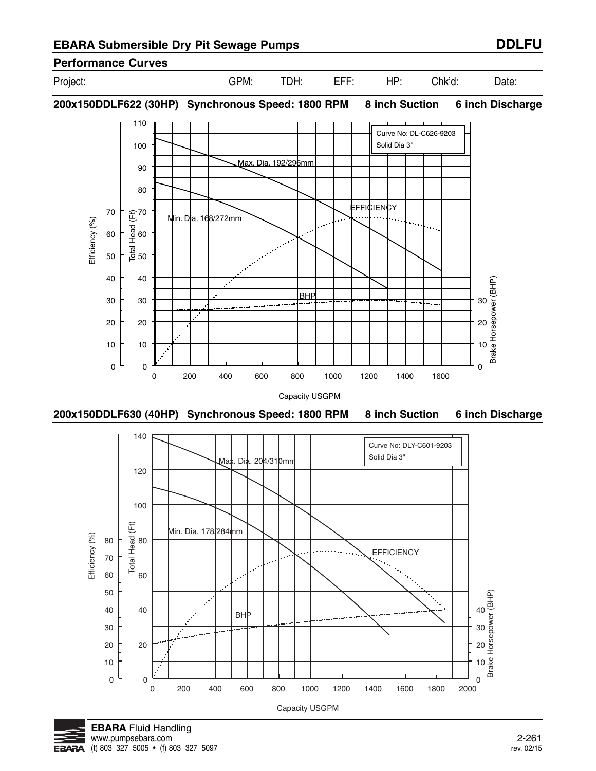# EBARA Submersible Dry Pit Sewage Pumps

**DDLFU**

## Performance Curves

| Project: | GPM: | TDH: | EFF: | HP: | Chk'd: | Date: |
|---|---|---|---|---|---|---|

### 200x150DDLF622 (30HP) Synchronous Speed: 1800 RPM 8 inch Suction 6 inch Discharge

Curve No: DL-C626-9203
Solid Dia 3"

Max. Dia. 192/296mm
Min. Dia. 168/272mm
EFFICIENCY
BHP

Efficiency (%) | Total Head (Ft) | Brake Horsepower (BHP)

Capacity USGPM

### 200x150DDLF630 (40HP) Synchronous Speed: 1800 RPM 8 inch Suction 6 inch Discharge

Curve No: DLY-C601-9203
Solid Dia 3"

Max. Dia. 204/310mm
Min. Dia. 178/284mm
EFFICIENCY
BHP

Efficiency (%) | Total Head (Ft) | Brake Horsepower (BHP)

Capacity USGPM

**EBARA** Fluid Handling
www.pumpsebara.com
(t) 803 327 5005 • (f) 803 327 5097

rev. 02/15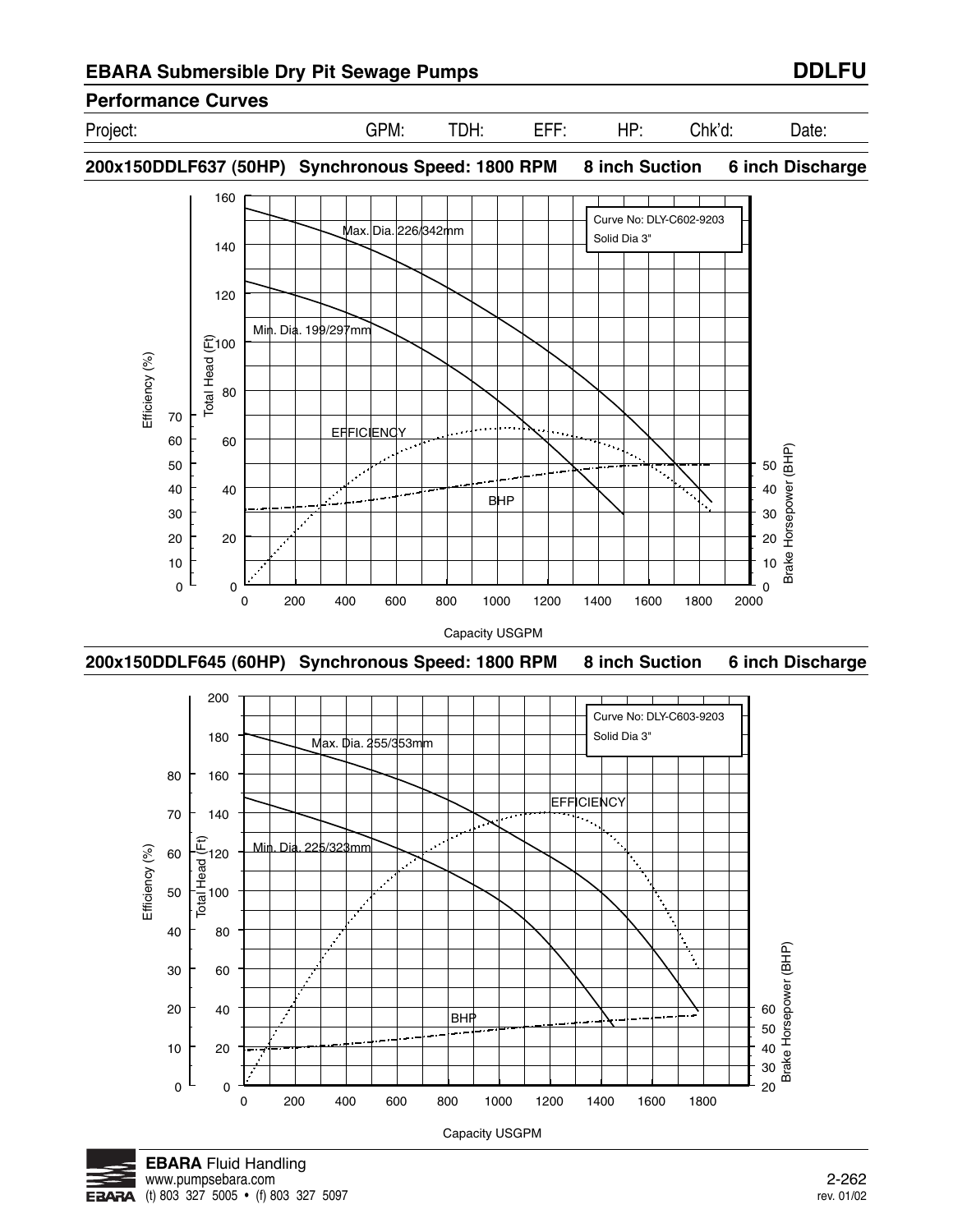## EBARA Submersible Dry Pit Sewage Pumps — DDLFU

### Performance Curves

| Project: | GPM: | TDH: | EFF: | HP: | Chk'd: | Date: |
|---|---|---|---|---|---|---|

### 200x150DDLF637 (50HP) Synchronous Speed: 1800 RPM 8 inch Suction 6 inch Discharge

Curve No: DLY-C602-9203
Solid Dia 3"

Max. Dia. 226/342mm

Min. Dia. 199/297mm

EFFICIENCY

BHP

Efficiency (%) — Total Head (Ft) — Brake Horsepower (BHP)

Capacity USGPM

### 200x150DDLF645 (60HP) Synchronous Speed: 1800 RPM 8 inch Suction 6 inch Discharge

Curve No: DLY-C603-9203
Solid Dia 3"

Max. Dia. 255/353mm

Min. Dia. 225/323mm

EFFICIENCY

BHP

Efficiency (%) — Total Head (Ft) — Brake Horsepower (BHP)

Capacity USGPM

**EBARA** Fluid Handling
www.pumpsebara.com
(t) 803 327 5005 • (f) 803 327 5097

rev. 01/02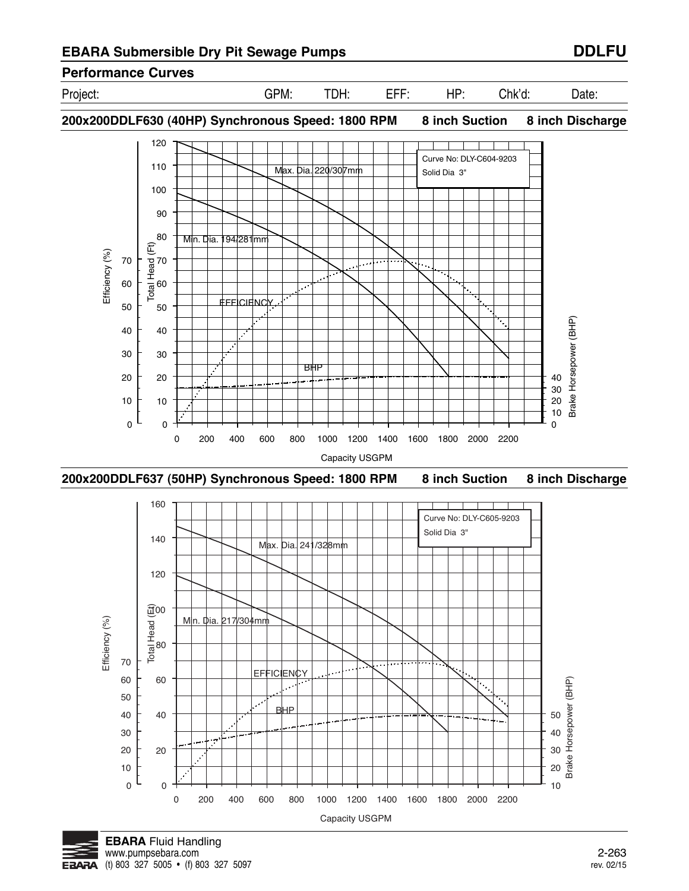## EBARA Submersible Dry Pit Sewage Pumps

**DDLFU**

### Performance Curves

| Project: | GPM: | TDH: | EFF: | HP: | Chk'd: | Date: |
|---|---|---|---|---|---|---|

### 200x200DDLF630 (40HP) Synchronous Speed: 1800 RPM    8 inch Suction    8 inch Discharge

Curve No: DLY-C604-9203
Solid Dia 3"

Max. Dia. 220/307mm

Min. Dia. 194/281mm

EFFICIENCY

BHP

Efficiency (%)

Total Head (Ft)

Brake Horsepower (BHP)

Capacity USGPM

### 200x200DDLF637 (50HP) Synchronous Speed: 1800 RPM    8 inch Suction    8 inch Discharge

Curve No: DLY-C605-9203
Solid Dia 3"

Max. Dia. 241/328mm

Min. Dia. 217/304mm

EFFICIENCY

BHP

Efficiency (%)

Total Head (Ft)

Brake Horsepower (BHP)

Capacity USGPM

**EBARA** Fluid Handling
www.pumpsebara.com
(t) 803 327 5005 • (f) 803 327 5097

rev. 02/15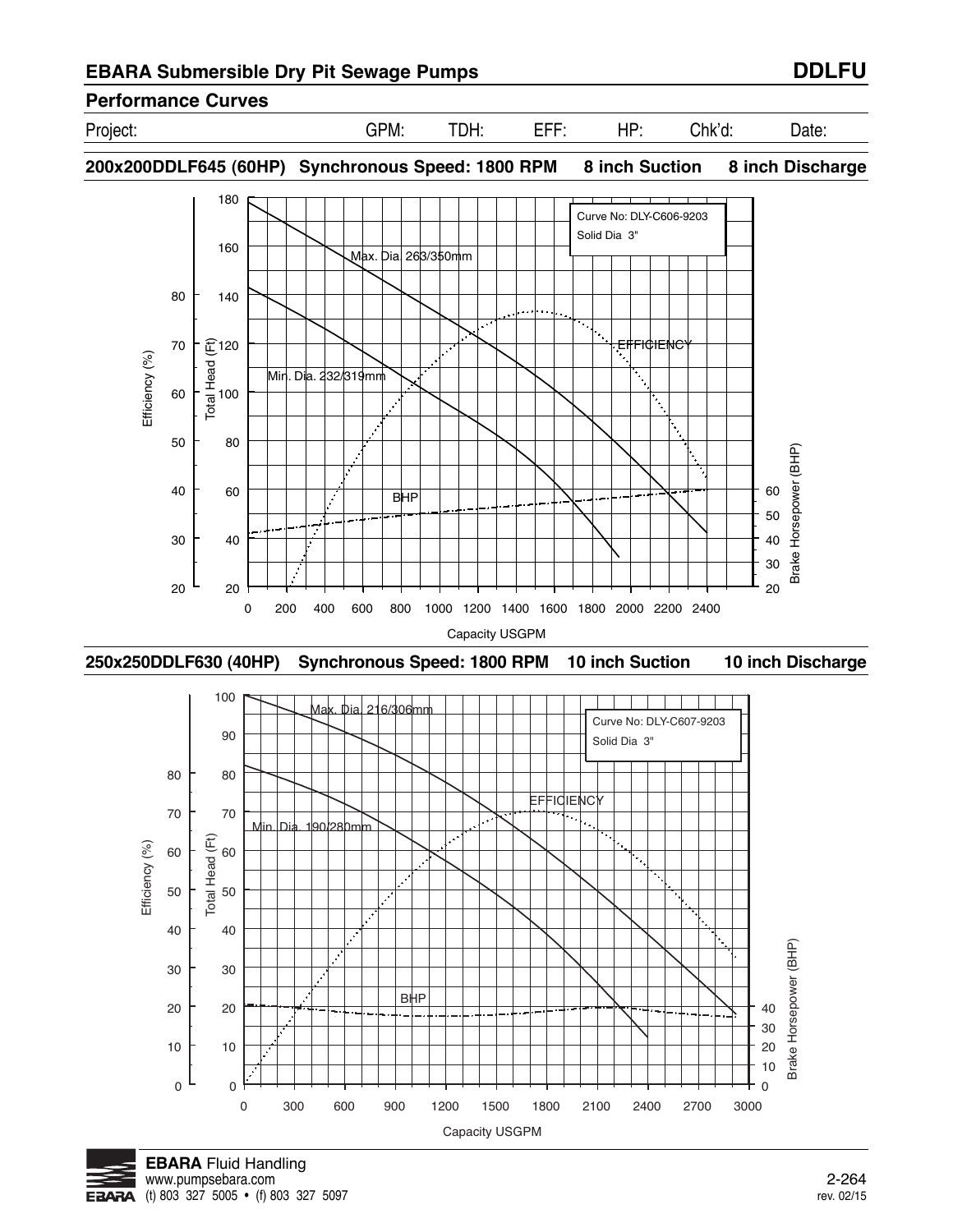## EBARA Submersible Dry Pit Sewage Pumps

**DDLFU**

### Performance Curves

Project: GPM: TDH: EFF: HP: Chk'd: Date:

### 200x200DDLF645 (60HP) Synchronous Speed: 1800 RPM 8 inch Suction 8 inch Discharge

Curve No: DLY-C606-9203
Solid Dia 3"

Max. Dia. 263/350mm

Min. Dia. 232/319mm

EFFICIENCY

BHP

Efficiency (%): 20, 30, 40, 50, 60, 70, 80

Total Head (Ft): 20, 40, 60, 80, 100, 120, 140, 160, 180

Brake Horsepower (BHP): 20, 30, 40, 50, 60

Capacity USGPM: 0, 200, 400, 600, 800, 1000, 1200, 1400, 1600, 1800, 2000, 2200, 2400

### 250x250DDLF630 (40HP) Synchronous Speed: 1800 RPM 10 inch Suction 10 inch Discharge

Curve No: DLY-C607-9203
Solid Dia 3"

Max. Dia. 216/306mm

Min. Dia. 190/280mm

EFFICIENCY

BHP

Efficiency (%): 0, 10, 20, 30, 40, 50, 60, 70, 80

Total Head (Ft): 0, 10, 20, 30, 40, 50, 60, 70, 80, 90, 100

Brake Horsepower (BHP): 0, 10, 20, 30, 40

Capacity USGPM: 0, 300, 600, 900, 1200, 1500, 1800, 2100, 2400, 2700, 3000

**EBARA** Fluid Handling
www.pumpsebara.com
(t) 803 327 5005 • (f) 803 327 5097

rev. 02/15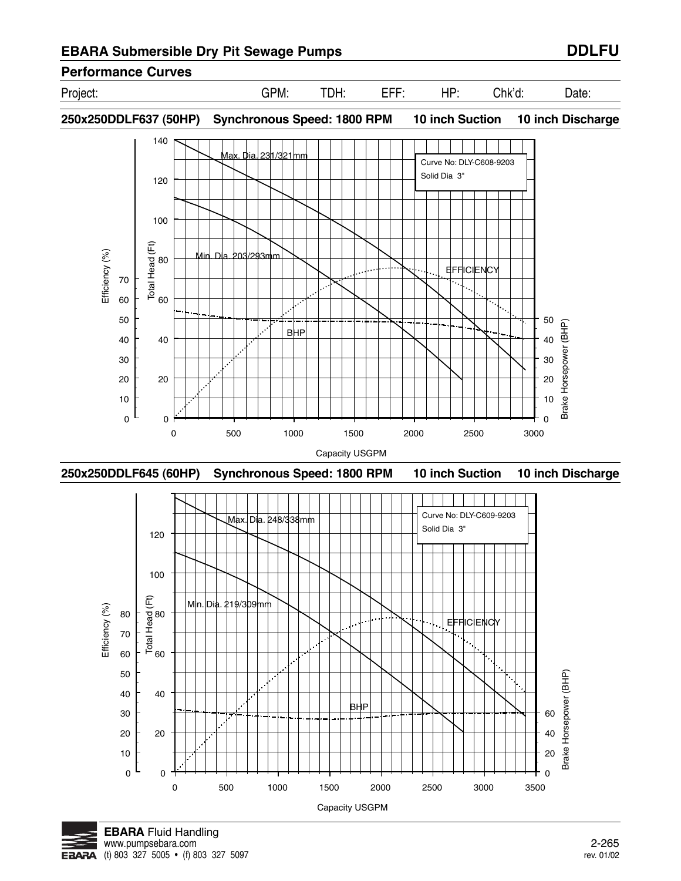## EBARA Submersible Dry Pit Sewage Pumps — DDLFU

### Performance Curves

| Project: | GPM: | TDH: | EFF: | HP: | Chk'd: | Date: |
|---|---|---|---|---|---|---|
| | | | | | | |

**250x250DDLF637 (50HP) Synchronous Speed: 1800 RPM 10 inch Suction 10 inch Discharge**

Curve No: DLY-C608-9203
Solid Dia 3"

Max. Dia. 231/321mm

Min. Dia. 203/293mm

EFFICIENCY

BHP

Efficiency (%) — Total Head (Ft) — Brake Horsepower (BHP)

Capacity USGPM

**250x250DDLF645 (60HP) Synchronous Speed: 1800 RPM 10 inch Suction 10 inch Discharge**

Curve No: DLY-C609-9203
Solid Dia 3"

Max. Dia. 248/338mm

Min. Dia. 219/309mm

EFFICIENCY

BHP

Efficiency (%) — Total Head (Ft) — Brake Horsepower (BHP)

Capacity USGPM

**EBARA** Fluid Handling
www.pumpsebara.com
(t) 803 327 5005 • (f) 803 327 5097

rev. 01/02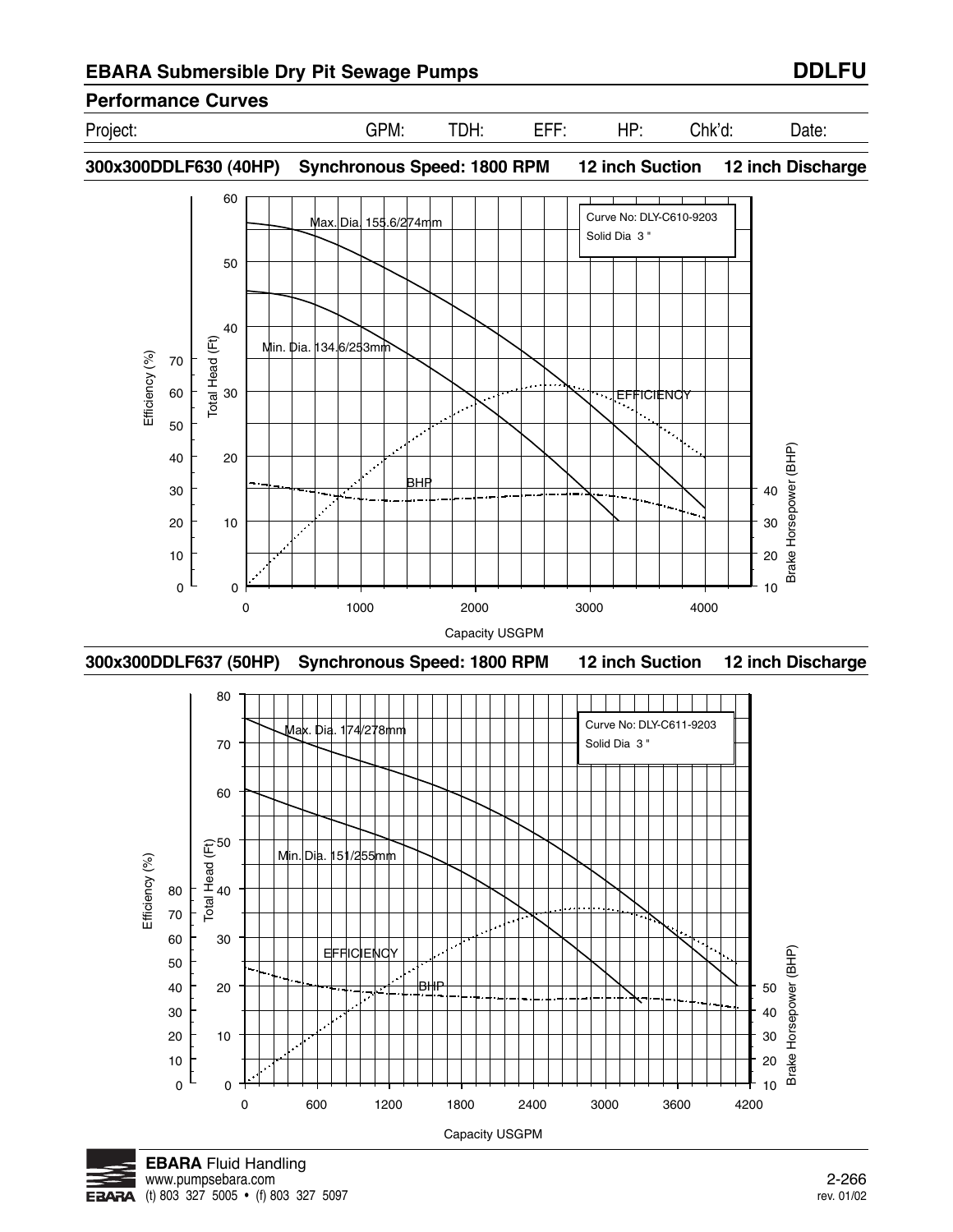## EBARA Submersible Dry Pit Sewage Pumps

**DDLFU**

### Performance Curves

| Project: | GPM: | TDH: | EFF: | HP: | Chk'd: | Date: |
|---|---|---|---|---|---|---|

**300x300DDLF630 (40HP)** **Synchronous Speed: 1800 RPM** **12 inch Suction** **12 inch Discharge**

Curve No: DLY-C610-9203
Solid Dia 3 "

Max. Dia. 155.6/274mm
Min. Dia. 134.6/253mm
EFFICIENCY
BHP

Efficiency (%) — Total Head (Ft) — Brake Horsepower (BHP)

Capacity USGPM

**300x300DDLF637 (50HP)** **Synchronous Speed: 1800 RPM** **12 inch Suction** **12 inch Discharge**

Curve No: DLY-C611-9203
Solid Dia 3 "

Max. Dia. 174/278mm
Min. Dia. 151/255mm
EFFICIENCY
BHP

Efficiency (%) — Total Head (Ft) — Brake Horsepower (BHP)

Capacity USGPM

**EBARA** Fluid Handling
www.pumpsebara.com
(t) 803 327 5005 • (f) 803 327 5097

2-266
rev. 01/02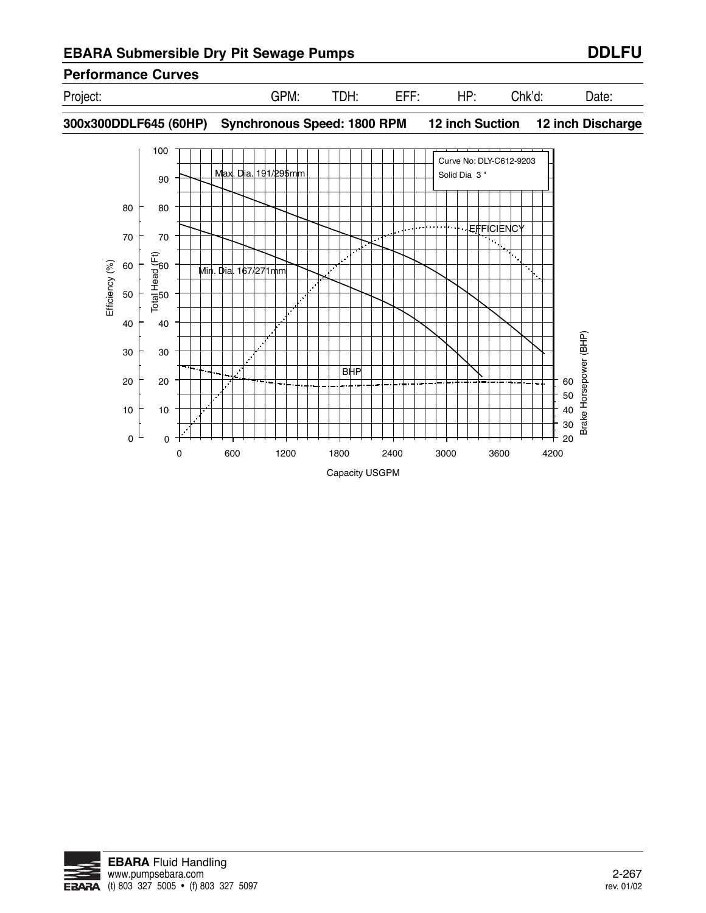## EBARA Submersible Dry Pit Sewage Pumps

**DDLFU**

### Performance Curves

Project: GPM: TDH: EFF: HP: Chk'd: Date:

**300x300DDLF645 (60HP)** **Synchronous Speed: 1800 RPM** **12 inch Suction** **12 inch Discharge**

Curve No: DLY-C612-9203
Solid Dia 3 "

Max. Dia. 191/295mm

Min. Dia. 167/271mm

EFFICIENCY

BHP

Efficiency (%)

Total Head (Ft)

Brake Horsepower (BHP)

Capacity USGPM

0 600 1200 1800 2400 3000 3600 4200

0 10 20 30 40 50 60 70 80 90 100

20 30 40 50 60

**EBARA** Fluid Handling
www.pumpsebara.com
(t) 803 327 5005 • (f) 803 327 5097

2-267
rev. 01/02